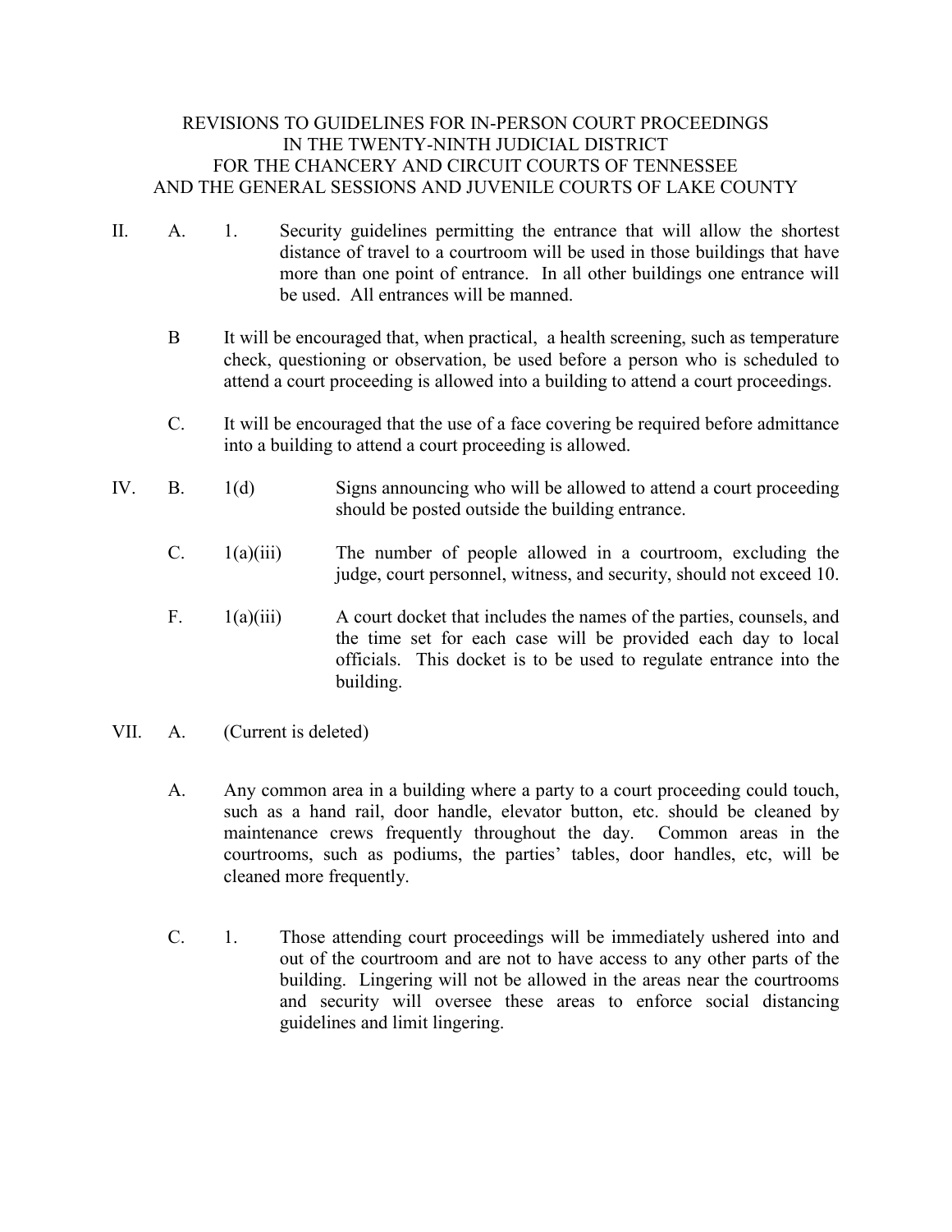# REVISIONS TO GUIDELINES FOR IN-PERSON COURT PROCEEDINGS IN THE TWENTY-NINTH JUDICIAL DISTRICT FOR THE CHANCERY AND CIRCUIT COURTS OF TENNESSEE AND THE GENERAL SESSIONS AND JUVENILE COURTS OF LAKE COUNTY

II. A. 1. Security guidelines permitting the entrance that will allow the shortest distance of travel to a courtroom will be used in those buildings that have more than one point of entrance. In all other buildings one entrance will be used. All entrances will be manned.

B It will be encouraged that, when practical, a health screening, such as temperature check, questioning or observation, be used before a person who is scheduled to attend a court proceeding is allowed into a building to attend a court proceedings.

C. It will be encouraged that the use of a face covering be required before admittance into a building to attend a court proceeding is allowed.

IV. B. 1(d) Signs announcing who will be allowed to attend a court proceeding should be posted outside the building entrance.

C. 1(a)(iii) The number of people allowed in a courtroom, excluding the judge, court personnel, witness, and security, should not exceed 10.

F. 1(a)(iii) A court docket that includes the names of the parties, counsels, and the time set for each case will be provided each day to local officials. This docket is to be used to regulate entrance into the building.

VII. A. (Current is deleted)

A. Any common area in a building where a party to a court proceeding could touch, such as a hand rail, door handle, elevator button, etc. should be cleaned by maintenance crews frequently throughout the day. Common areas in the courtrooms, such as podiums, the parties' tables, door handles, etc, will be cleaned more frequently.

C. 1. Those attending court proceedings will be immediately ushered into and out of the courtroom and are not to have access to any other parts of the building. Lingering will not be allowed in the areas near the courtrooms and security will oversee these areas to enforce social distancing guidelines and limit lingering.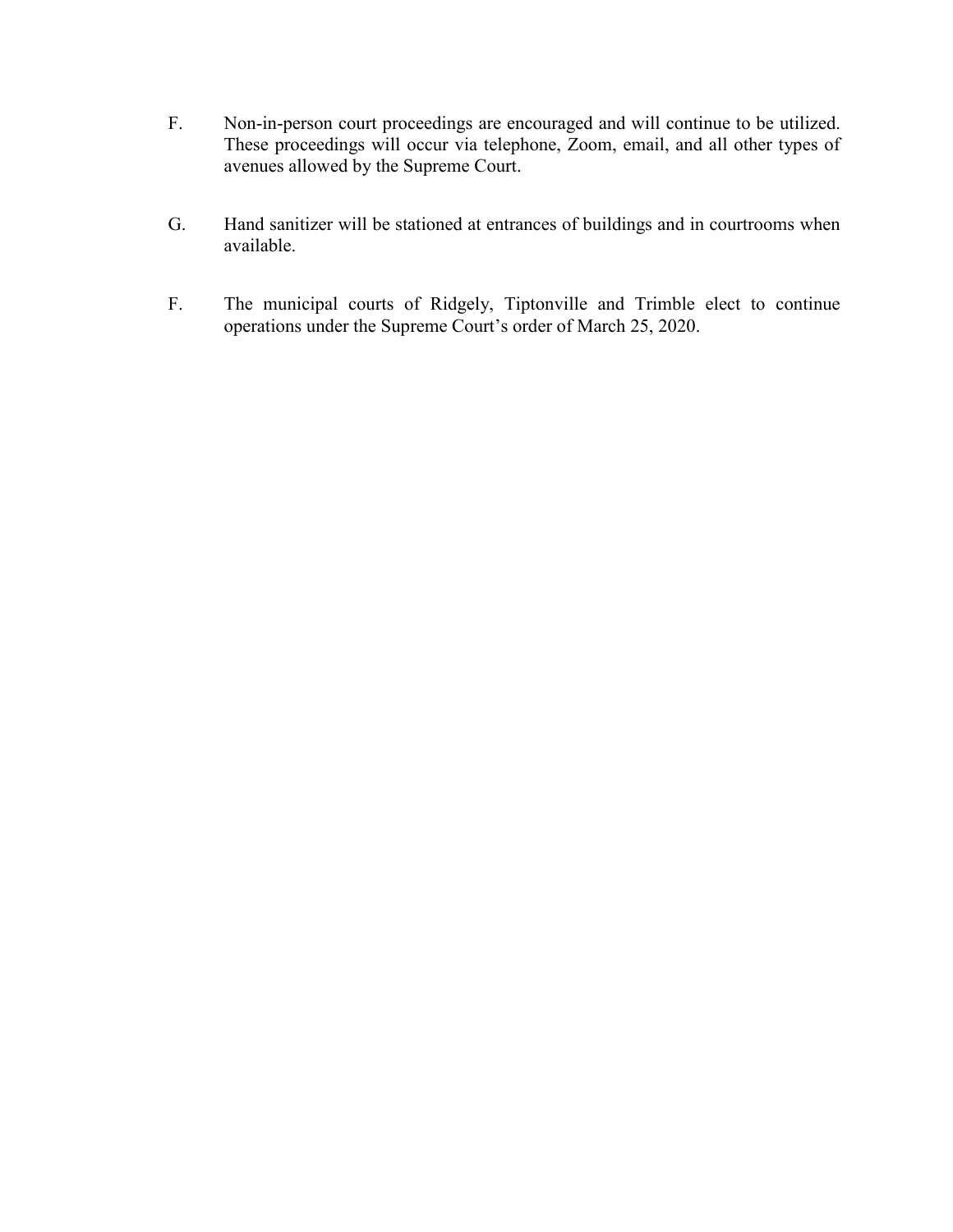F. Non-in-person court proceedings are encouraged and will continue to be utilized. These proceedings will occur via telephone, Zoom, email, and all other types of avenues allowed by the Supreme Court.

G. Hand sanitizer will be stationed at entrances of buildings and in courtrooms when available.

F. The municipal courts of Ridgely, Tiptonville and Trimble elect to continue operations under the Supreme Court's order of March 25, 2020.